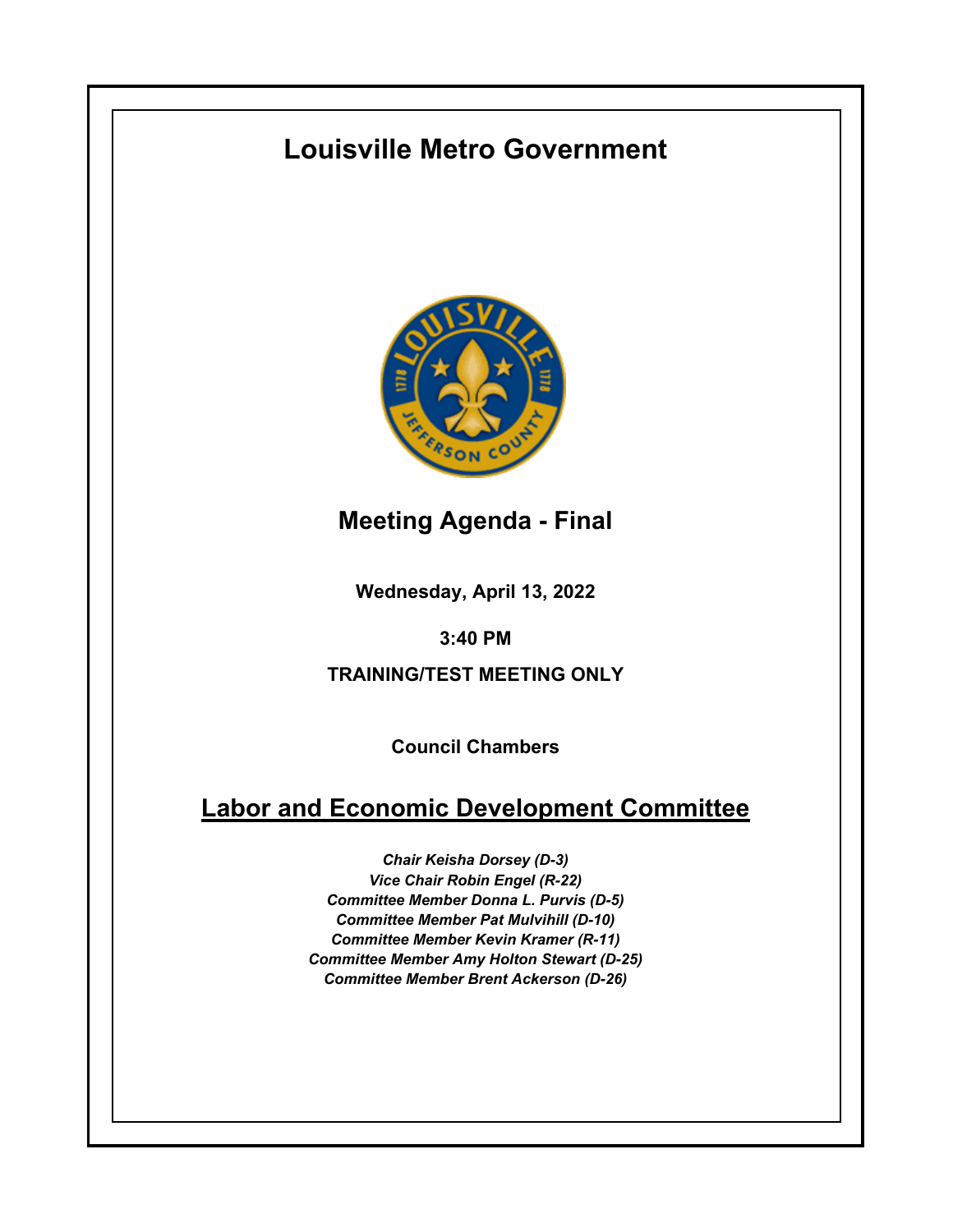# Louisville Metro Government

## Meeting Agenda - Final

**Wednesday, April 13, 2022**

**3:40 PM**

**TRAINING/TEST MEETING ONLY**

**Council Chambers**

## Labor and Economic Development Committee

***Chair Keisha Dorsey (D-3)***
***Vice Chair Robin Engel (R-22)***
***Committee Member Donna L. Purvis (D-5)***
***Committee Member Pat Mulvihill (D-10)***
***Committee Member Kevin Kramer (R-11)***
***Committee Member Amy Holton Stewart (D-25)***
***Committee Member Brent Ackerson (D-26)***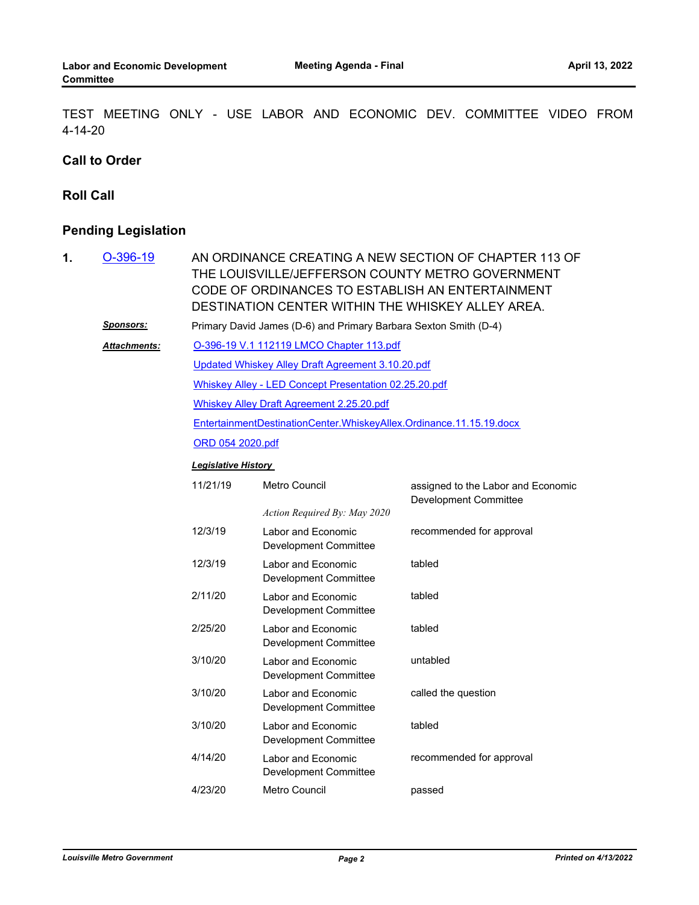TEST MEETING ONLY - USE LABOR AND ECONOMIC DEV. COMMITTEE VIDEO FROM 4-14-20

## Call to Order

## Roll Call

## Pending Legislation

**1.** O-396-19 AN ORDINANCE CREATING A NEW SECTION OF CHAPTER 113 OF THE LOUISVILLE/JEFFERSON COUNTY METRO GOVERNMENT CODE OF ORDINANCES TO ESTABLISH AN ENTERTAINMENT DESTINATION CENTER WITHIN THE WHISKEY ALLEY AREA.

***Sponsors:*** Primary David James (D-6) and Primary Barbara Sexton Smith (D-4)

***Attachments:***
- O-396-19 V.1 112119 LMCO Chapter 113.pdf
- Updated Whiskey Alley Draft Agreement 3.10.20.pdf
- Whiskey Alley - LED Concept Presentation 02.25.20.pdf
- Whiskey Alley Draft Agreement 2.25.20.pdf
- EntertainmentDestinationCenter.WhiskeyAllex.Ordinance.11.15.19.docx
- ORD 054 2020.pdf

***Legislative History***

| Date | Body | Action |
|---|---|---|
| 11/21/19 | Metro Council<br>*Action Required By: May 2020* | assigned to the Labor and Economic Development Committee |
| 12/3/19 | Labor and Economic Development Committee | recommended for approval |
| 12/3/19 | Labor and Economic Development Committee | tabled |
| 2/11/20 | Labor and Economic Development Committee | tabled |
| 2/25/20 | Labor and Economic Development Committee | tabled |
| 3/10/20 | Labor and Economic Development Committee | untabled |
| 3/10/20 | Labor and Economic Development Committee | called the question |
| 3/10/20 | Labor and Economic Development Committee | tabled |
| 4/14/20 | Labor and Economic Development Committee | recommended for approval |
| 4/23/20 | Metro Council | passed |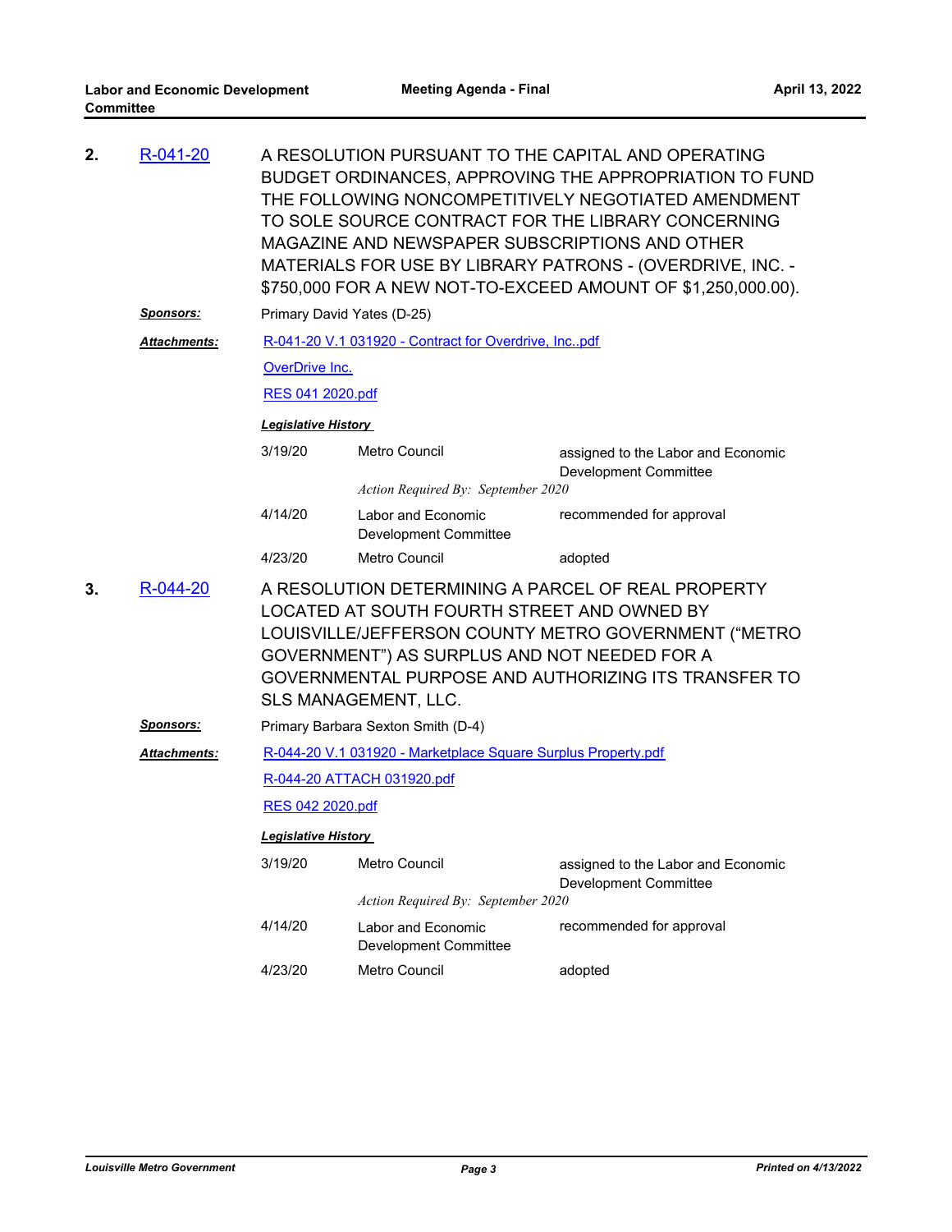**2.** R-041-20

A RESOLUTION PURSUANT TO THE CAPITAL AND OPERATING BUDGET ORDINANCES, APPROVING THE APPROPRIATION TO FUND THE FOLLOWING NONCOMPETITIVELY NEGOTIATED AMENDMENT TO SOLE SOURCE CONTRACT FOR THE LIBRARY CONCERNING MAGAZINE AND NEWSPAPER SUBSCRIPTIONS AND OTHER MATERIALS FOR USE BY LIBRARY PATRONS - (OVERDRIVE, INC. - $750,000 FOR A NEW NOT-TO-EXCEED AMOUNT OF $1,250,000.00).

***Sponsors:*** Primary David Yates (D-25)

***Attachments:*** R-041-20 V.1 031920 - Contract for Overdrive, Inc..pdf

OverDrive Inc.

RES 041 2020.pdf

***Legislative History***

| Date | Body | Action |
|---|---|---|
| 3/19/20 | Metro Council | assigned to the Labor and Economic Development Committee |
| | *Action Required By: September 2020* | |
| 4/14/20 | Labor and Economic Development Committee | recommended for approval |
| 4/23/20 | Metro Council | adopted |

**3.** R-044-20

A RESOLUTION DETERMINING A PARCEL OF REAL PROPERTY LOCATED AT SOUTH FOURTH STREET AND OWNED BY LOUISVILLE/JEFFERSON COUNTY METRO GOVERNMENT ("METRO GOVERNMENT") AS SURPLUS AND NOT NEEDED FOR A GOVERNMENTAL PURPOSE AND AUTHORIZING ITS TRANSFER TO SLS MANAGEMENT, LLC.

***Sponsors:*** Primary Barbara Sexton Smith (D-4)

***Attachments:*** R-044-20 V.1 031920 - Marketplace Square Surplus Property.pdf

R-044-20 ATTACH 031920.pdf

RES 042 2020.pdf

***Legislative History***

| Date | Body | Action |
|---|---|---|
| 3/19/20 | Metro Council | assigned to the Labor and Economic Development Committee |
| | *Action Required By: September 2020* | |
| 4/14/20 | Labor and Economic Development Committee | recommended for approval |
| 4/23/20 | Metro Council | adopted |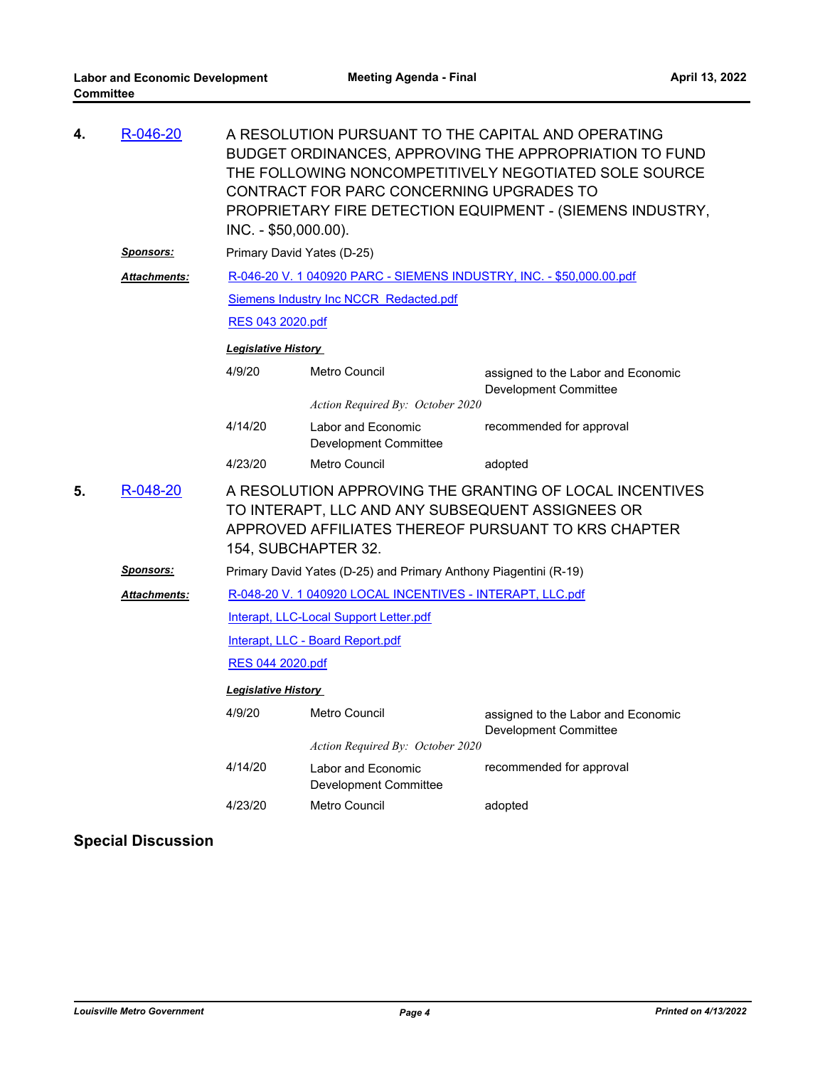**4.** R-046-20

A RESOLUTION PURSUANT TO THE CAPITAL AND OPERATING BUDGET ORDINANCES, APPROVING THE APPROPRIATION TO FUND THE FOLLOWING NONCOMPETITIVELY NEGOTIATED SOLE SOURCE CONTRACT FOR PARC CONCERNING UPGRADES TO PROPRIETARY FIRE DETECTION EQUIPMENT - (SIEMENS INDUSTRY, INC. - $50,000.00).

***Sponsors:*** Primary David Yates (D-25)

***Attachments:*** R-046-20 V. 1 040920 PARC - SIEMENS INDUSTRY, INC. - $50,000.00.pdf

Siemens Industry Inc NCCR Redacted.pdf

RES 043 2020.pdf

***Legislative History***

| Date | Body | Action |
|---|---|---|
| 4/9/20 | Metro Council | assigned to the Labor and Economic Development Committee |
| | *Action Required By: October 2020* | |
| 4/14/20 | Labor and Economic Development Committee | recommended for approval |
| 4/23/20 | Metro Council | adopted |

**5.** R-048-20

A RESOLUTION APPROVING THE GRANTING OF LOCAL INCENTIVES TO INTERAPT, LLC AND ANY SUBSEQUENT ASSIGNEES OR APPROVED AFFILIATES THEREOF PURSUANT TO KRS CHAPTER 154, SUBCHAPTER 32.

***Sponsors:*** Primary David Yates (D-25) and Primary Anthony Piagentini (R-19)

***Attachments:*** R-048-20 V. 1 040920 LOCAL INCENTIVES - INTERAPT, LLC.pdf

Interapt, LLC-Local Support Letter.pdf

Interapt, LLC - Board Report.pdf

RES 044 2020.pdf

***Legislative History***

| Date | Body | Action |
|---|---|---|
| 4/9/20 | Metro Council | assigned to the Labor and Economic Development Committee |
| | *Action Required By: October 2020* | |
| 4/14/20 | Labor and Economic Development Committee | recommended for approval |
| 4/23/20 | Metro Council | adopted |

## Special Discussion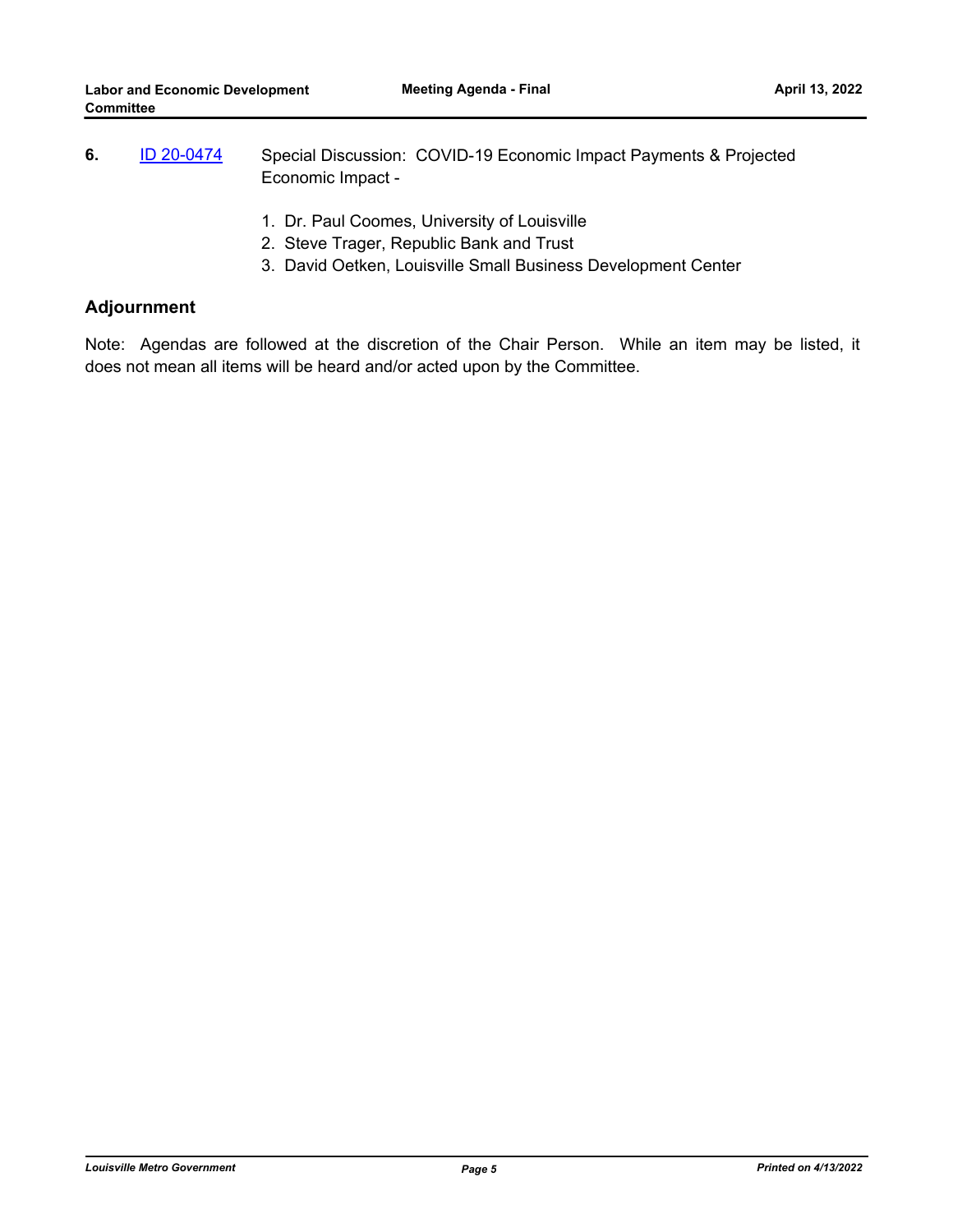**6.** ID 20-0474 Special Discussion: COVID-19 Economic Impact Payments & Projected Economic Impact -

1. Dr. Paul Coomes, University of Louisville
2. Steve Trager, Republic Bank and Trust
3. David Oetken, Louisville Small Business Development Center

## Adjournment

Note: Agendas are followed at the discretion of the Chair Person. While an item may be listed, it does not mean all items will be heard and/or acted upon by the Committee.